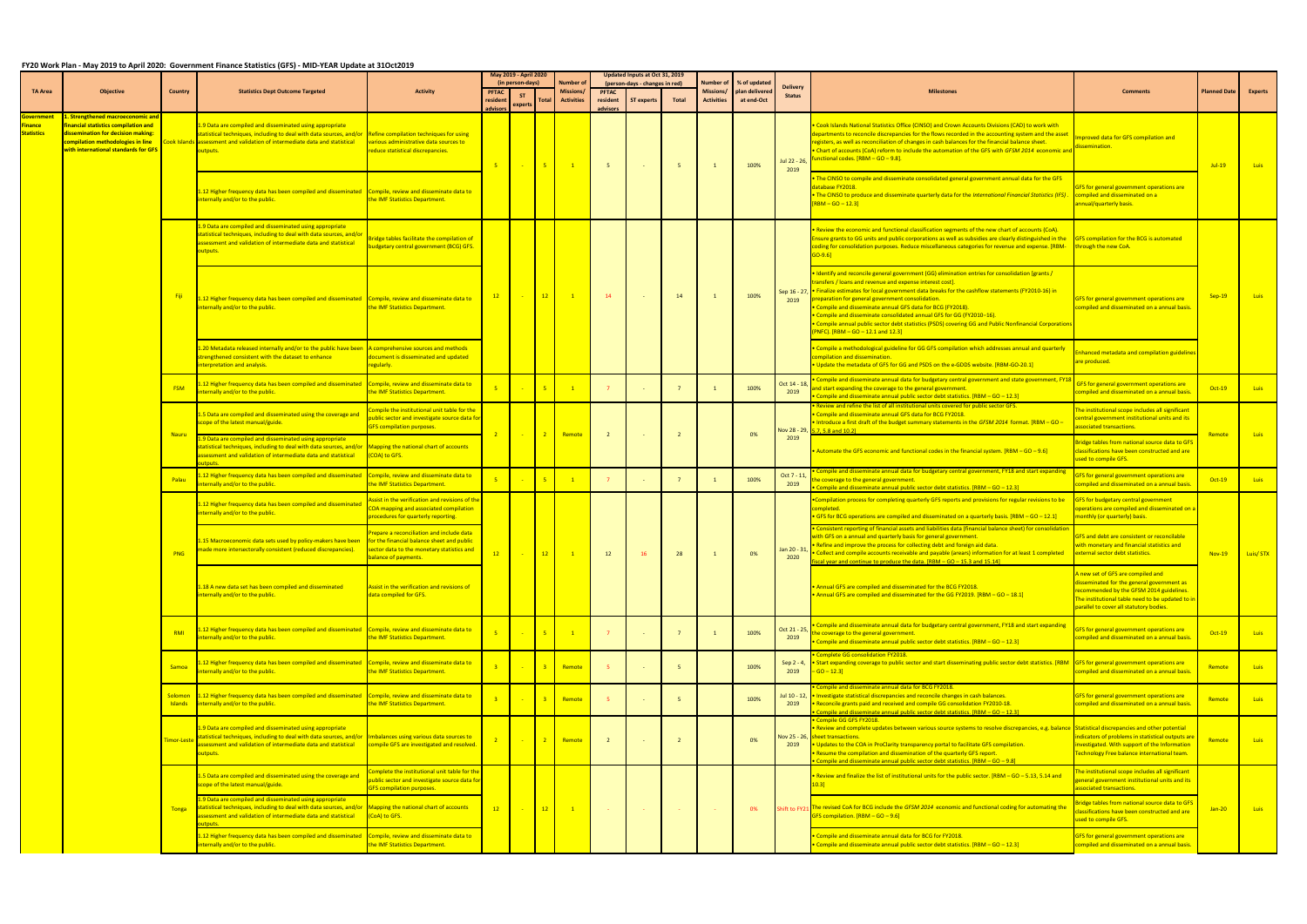# FY20 Work Plan - May 2019 to April 2020: Government Finance Statistics (GFS) - MID-YEAR Update at 31Oct2019

| TA Area | Objective | Country | Statistics Dept Outcome Targeted | Activity | May 2019 - April 2020 (in person-days) PFTAC resident advisors | ST experts | Total | Number of Missions/ Activities | Updated Inputs at Oct 31, 2019 (person-days - changes in red) PFTAC resident advisors | ST experts | Total | Number of Missions/ Activities | % of updated plan delivered at end-Oct | Delivery Status | Milestones | Comments | Planned Date | Experts |
|---|---|---|---|---|---|---|---|---|---|---|---|---|---|---|---|---|---|---|
| Government Finance Statistics | 1. Strengthened macroeconomic and financial statistics compilation and dissemination for decision making: compilation methodologies in line with international standards for GFS | Cook Islands | 1.9 Data are compiled and disseminated using appropriate statistical techniques, including to deal with data sources, and/or assessment and validation of intermediate data and statistical outputs. | Refine compilation techniques for using various administrative data sources to reduce statistical discrepancies. | 5 | - | 5 | 1 | 5 | - | 5 | 1 | 100% | Jul 22 - 26, 2019 | • Cook Islands National Statistics Office (CINSO) and Crown Accounts Divisions (CAD) to work with departments to reconcile discrepancies for the flows recorded in the accounting system and the asset registers, as well as reconciliation of changes in cash balances for the financial balance sheet. • Chart of accounts (CoA) reform to include the automation of the GFS with *GFSM 2014* economic and functional codes. [RBM – GO – 9.8]. | Improved data for GFS compilation and dissemination. | Jul-19 | Luis |
| | | | 1.12 Higher frequency data has been compiled and disseminated internally and/or to the public. | Compile, review and disseminate data to the IMF Statistics Department. | | | | | | | | | | | • The CINSO to compile and disseminate consolidated general government annual data for the GFS database FY2018. • The CINSO to produce and disseminate quarterly data for the *International Financial Statistics (IFS)*. [RBM – GO – 12.3] | GFS for general government operations are compiled and disseminated on a annual/quarterly basis. | | |
| | | Fiji | 1.9 Data are compiled and disseminated using appropriate statistical techniques, including to deal with data sources, and/or assessment and validation of intermediate data and statistical outputs. | Bridge tables facilitate the compilation of budgetary central government (BCG) GFS. | 12 | - | 12 | 1 | 14 | - | 14 | 1 | 100% | Sep 16 - 27, 2019 | • Review the economic and functional classification segments of the new chart of accounts (CoA). Ensure grants to GG units and public corporations as well as subsidies are clearly distinguished in the coding for consolidation purposes. Reduce miscellaneous categories for revenue and expense. [RBM-GO-9.6] | GFS compilation for the BCG is automated through the new CoA. | Sep-19 | Luis |
| | | | 1.12 Higher frequency data has been compiled and disseminated internally and/or to the public. | Compile, review and disseminate data to the IMF Statistics Department. | | | | | | | | | | | • Identify and reconcile general government (GG) elimination entries for consolidation (grants / transfers / loans and revenue and expense interest cost]. • Finalize estimates for local government data breaks for the cashflow statements (FY2010-16) in preparation for general government consolidation. • Compile and disseminate annual GFS data for BCG (FY2018). • Compile and disseminate consolidated annual GFS for GG (FY2010–16). • Compile annual public sector debt statistics (PSDS) covering GG and Public Nonfinancial Corporations (PNFC). [RBM – GO – 12.1 and 12.3] | GFS for general government operations are compiled and disseminated on a annual basis. | | |
| | | | 1.20 Metadata released internally and/or to the public have been strengthened consistent with the dataset to enhance interpretation and analysis. | A comprehensive sources and methods document is disseminated and updated regularly. | | | | | | | | | | | • Compile a methodological guideline for GG GFS compilation which addresses annual and quarterly compilation and dissemination. • Update the metadata of GFS for GG and PSDS on the e-GDDS website. [RBM-GO-20.1] | Enhanced metadata and compilation guidelines are produced. | | |
| | | FSM | 1.12 Higher frequency data has been compiled and disseminated internally and/or to the public. | Compile, review and disseminate data to the IMF Statistics Department. | 5 | - | 5 | 1 | 7 | - | 7 | 1 | 100% | Oct 14 - 18, 2019 | • Compile and disseminate annual data for budgetary central government and state government, FY18 and start expanding the coverage to the general government. • Compile and disseminate annual public sector debt statistics. [RBM – GO – 12.3] | GFS for general government operations are compiled and disseminated on a annual basis. | Oct-19 | Luis |
| | | Nauru | 1.5 Data are compiled and disseminated using the coverage and scope of the latest manual/guide. | Compile the institutional unit table for the public sector and investigate source data for GFS compilation purposes. | 2 | - | 2 | Remote | 2 | - | 2 | | 0% | Nov 28 - 29, 2019 | • Review and refine the list of all institutional units covered for public sector GFS. • Compile and disseminate annual GFS data for BCG FY2018. • Introduce a first draft of the budget summary statements in the *GFSM 2014* format. [RBM – GO – 5.7, 5.8 and 10.2] | The institutional scope includes all significant central government institutional units and its associated transactions. | Remote | Luis |
| | | | 1.9 Data are compiled and disseminated using appropriate statistical techniques, including to deal with data sources, and/or assessment and validation of intermediate data and statistical outputs. | Mapping the national chart of accounts (COA) to GFS. | | | | | | | | | | | • Automate the GFS economic and functional codes in the financial system. [RBM – GO – 9.6] | Bridge tables from national source data to GFS classifications have been constructed and are used to compile GFS. | | |
| | | Palau | 1.12 Higher frequency data has been compiled and disseminated internally and/or to the public. | Compile, review and disseminate data to the IMF Statistics Department. | 5 | - | 5 | 1 | 7 | - | 7 | 1 | 100% | Oct 7 - 11, 2019 | • Compile and disseminate annual data for budgetary central government, FY18 and start expanding the coverage to the general government. • Compile and disseminate annual public sector debt statistics. [RBM – GO – 12.3] | GFS for general government operations are compiled and disseminated on a annual basis. | Oct-19 | Luis |
| | | PNG | 1.12 Higher frequency data has been compiled and disseminated internally and/or to the public. | Assist in the verification and revisions of the COA mapping and associated compilation procedures for quarterly reporting. | 12 | - | 12 | 1 | 12 | 16 | 28 | 1 | 0% | Jan 20 - 31, 2020 | •Compilation process for completing quarterly GFS reports and provisions for regular revisions to be completed. • GFS for BCG operations are compiled and disseminated on a quarterly basis. [RBM – GO – 12.1] | GFS for budgetary central government operations are compiled and disseminated on a monthly (or quarterly) basis. | Nov-19 | Luis/ STX |
| | | | 1.15 Macroeconomic data sets used by policy-makers have been made more intersectorally consistent (reduced discrepancies). | Prepare a reconciliation and include data for the financial balance sheet and public sector data to the monetary statistics and balance of payments. | | | | | | | | | | | • Consistent reporting of financial assets and liabilities data (financial balance sheet) for consolidation with GFS on a annual and quarterly basis for general government. • Refine and improve the process for collecting debt and foreign aid data. • Collect and compile accounts receivable and payable (arears) information for at least 1 completed fiscal year and continue to produce the data. [RBM – GO – 15.3 and 15.14] | GFS and debt are consistent or reconcilable with monetary and financial statistics and external sector debt statistics. | | |
| | | | 1.18 A new data set has been compiled and disseminated internally and/or to the public. | Assist in the verification and revisions of data compiled for GFS. | | | | | | | | | | | • Annual GFS are compiled and disseminated for the BCG FY2018. • Annual GFS are compiled and disseminated for the GG FY2019. [RBM – GO – 18.1] | A new set of GFS are compiled and disseminated for the general government as recommended by the GFSM 2014 guidelines. The institutional table need to be updated to in parallel to cover all statutory bodies. | | |
| | | RMI | 1.12 Higher frequency data has been compiled and disseminated internally and/or to the public. | Compile, review and disseminate data to the IMF Statistics Department. | 5 | - | 5 | 1 | 7 | - | 7 | 1 | 100% | Oct 21 - 25, 2019 | • Compile and disseminate annual data for budgetary central government, FY18 and start expanding the coverage to the general government. • Compile and disseminate annual public sector debt statistics. [RBM – GO – 12.3] | GFS for general government operations are compiled and disseminated on a annual basis. | Oct-19 | Luis |
| | | Samoa | 1.12 Higher frequency data has been compiled and disseminated internally and/or to the public. | Compile, review and disseminate data to the IMF Statistics Department. | 3 | - | 3 | Remote | 5 | - | 5 | | 100% | Sep 2 - 4, 2019 | • Complete GG consolidation FY2018. • Start expanding coverage to public sector and start disseminating public sector debt statistics. [RBM – GO – 12.3] | GFS for general government operations are compiled and disseminated on a annual basis. | Remote | Luis |
| | | Solomon Islands | 1.12 Higher frequency data has been compiled and disseminated internally and/or to the public. | Compile, review and disseminate data to the IMF Statistics Department. | 3 | - | 3 | Remote | 5 | - | 5 | | 100% | Jul 10 - 12, 2019 | • Compile and disseminate annual data for BCG FY2018. • Investigate statistical discrepancies and reconcile changes in cash balances. • Reconcile grants paid and received and compile GG consolidation FY2010-18. • Compile and disseminate annual public sector debt statistics. [RBM – GO – 12.3] | GFS for general government operations are compiled and disseminated on a annual basis. | Remote | Luis |
| | | Timor-Leste | 1.9 Data are compiled and disseminated using appropriate statistical techniques, including to deal with data sources, and/or assessment and validation of intermediate data and statistical outputs. | Imbalances using various data sources to compile GFS are investigated and resolved. | 2 | - | 2 | Remote | 2 | - | 2 | | 0% | Nov 25 - 26, 2019 | • Compile GG GFS FY2018. • Review and complete updates between various source systems to resolve discrepancies, e.g. balance sheet transactions. • Updates to the COA in ProClarity transparency portal to facilitate GFS compilation. • Resume the compilation and dissemination of the quarterly GFS report. • Compile and disseminate annual public sector debt statistics. [RBM – GO – 9.8] | Statistical discrepancies and other potential indicators of problems in statistical outputs are investigated. With support of the Information Technology Free balance international team. | Remote | Luis |
| | | Tonga | 1.5 Data are compiled and disseminated using the coverage and scope of the latest manual/guide. | Complete the institutional unit table for the public sector and investigate source data for GFS compilation purposes. | 12 | - | 12 | 1 | - | - | - | - | 0% | Shift to FY21 | • Review and finalize the list of institutional units for the public sector. [RBM – GO – 5.13, 5.14 and 10.3] | The institutional scope includes all significant general government institutional units and its associated transactions. | Jan-20 | Luis |
| | | | 1.9 Data are compiled and disseminated using appropriate statistical techniques, including to deal with data sources, and/or assessment and validation of intermediate data and statistical outputs. | Mapping the national chart of accounts (CoA) to GFS. | | | | | | | | | | | The revised CoA for BCG include the *GFSM 2014* economic and functional coding for automating the GFS compilation. [RBM – GO – 9.6] | Bridge tables from national source data to GFS classifications have been constructed and are used to compile GFS. | | |
| | | | 1.12 Higher frequency data has been compiled and disseminated internally and/or to the public. | Compile, review and disseminate data to the IMF Statistics Department. | | | | | | | | | | | • Compile and disseminate annual data for BCG for FY2018. • Compile and disseminate annual public sector debt statistics. [RBM – GO – 12.3] | GFS for general government operations are compiled and disseminated on a annual basis. | | |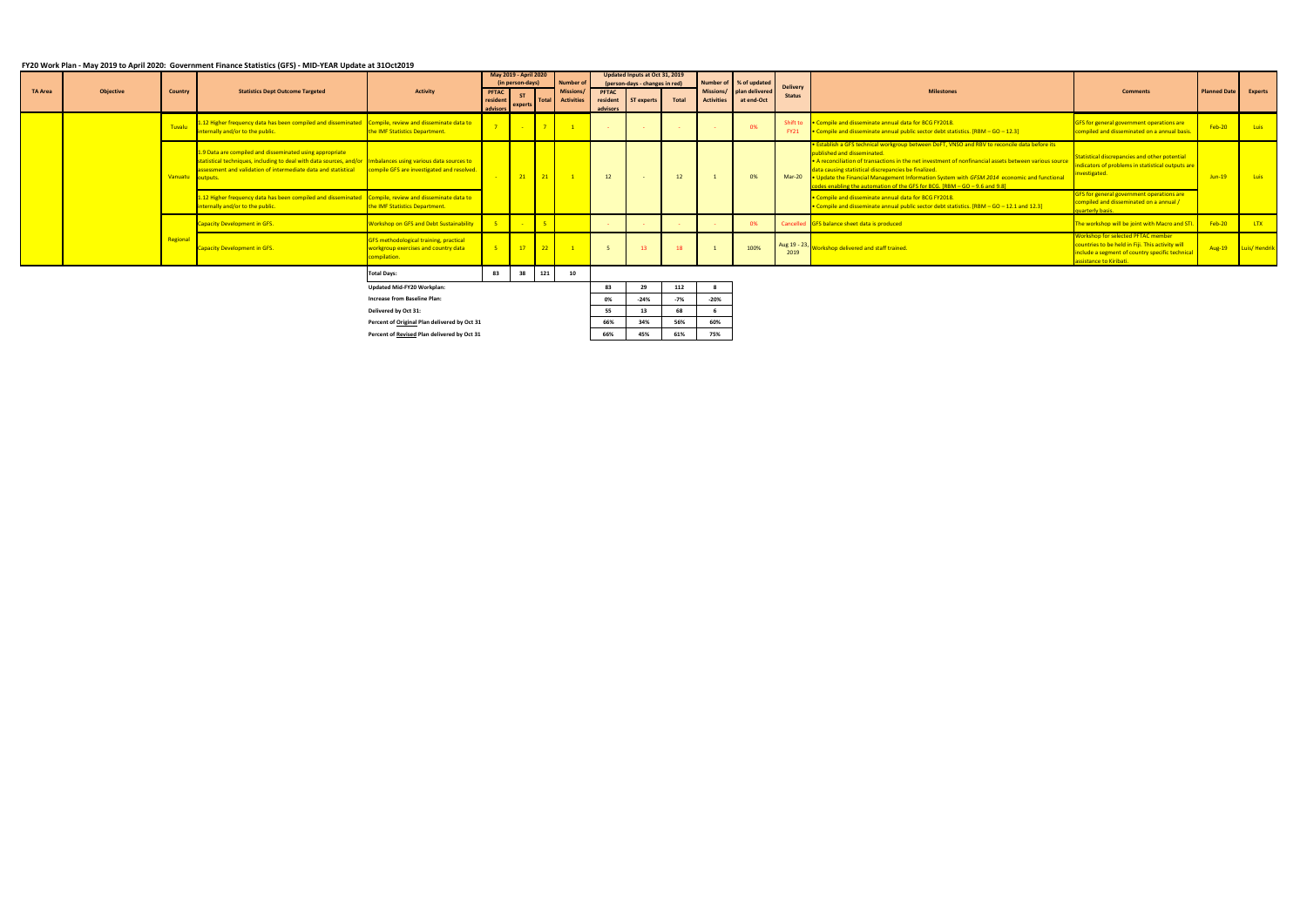## FY20 Work Plan - May 2019 to April 2020: Government Finance Statistics (GFS) - MID-YEAR Update at 31Oct2019

| TA Area | Objective | Country | Statistics Dept Outcome Targeted | Activity | May 2019 - April 2020 (in person-days) | | | Number of Missions/ Activities | Updated Inputs at Oct 31, 2019 (person-days - changes in red) | | | Number of Missions/ Activities | % of updated plan delivered at end-Oct | Delivery Status | Milestones | Comments | Planned Date | Experts |
|---|---|---|---|---|---|---|---|---|---|---|---|---|---|---|---|---|---|---|
| | | | | | PFTAC resident advisors | ST experts | Total | | PFTAC resident advisors | ST experts | Total | | | | | | | |
| | | Tuvalu | 1.12 Higher frequency data has been compiled and disseminated internally and/or to the public. | Compile, review and disseminate data to the IMF Statistics Department. | 7 | - | 7 | 1 | - | - | - | - | 0% | Shift to FY21 | • Compile and disseminate annual data for BCG FY2018.<br>• Compile and disseminate annual public sector debt statistics. [RBM – GO – 12.3] | GFS for general government operations are compiled and disseminated on a annual basis. | Feb-20 | Luis |
| | | Vanuatu | 1.9 Data are compiled and disseminated using appropriate statistical techniques, including to deal with data sources, and/or assessment and validation of intermediate data and statistical outputs. | Imbalances using various data sources to compile GFS are investigated and resolved. | - | 21 | 21 | 1 | 12 | - | 12 | 1 | 0% | Mar-20 | • Establish a GFS technical workgroup between DoFT, VNSO and RBV to reconcile data before its published and disseminated.<br>• A reconciliation of transactions in the net investment of nonfinancial assets between various source data causing statistical discrepancies be finalized.<br>• Update the Financial Management Information System with *GFSM 2014* economic and functional codes enabling the automation of the GFS for BCG. [RBM – GO – 9.6 and 9.8] | Statistical discrepancies and other potential indicators of problems in statistical outputs are investigated. | Jun-19 | Luis |
| | | | 1.12 Higher frequency data has been compiled and disseminated internally and/or to the public. | Compile, review and disseminate data to the IMF Statistics Department. | | | | | | | | | | | • Compile and disseminate annual data for BCG FY2018.<br>• Compile and disseminate annual public sector debt statistics. [RBM – GO – 12.1 and 12.3] | GFS for general government operations are compiled and disseminated on a annual / quarterly basis. | | |
| | | Regional | Capacity Development in GFS. | Workshop on GFS and Debt Sustainability | 5 | - | 5 | | - | - | - | - | 0% | Cancelled | GFS balance sheet data is produced | The workshop will be joint with Macro and STI. | Feb-20 | LTX |
| | | | Capacity Development in GFS. | GFS methodological training, practical workgroup exercises and country data compilation. | 5 | 17 | 22 | 1 | 5 | 13 | 18 | 1 | 100% | Aug 19 - 23, 2019 | Workshop delivered and staff trained. | Workshop for selected PFTAC member countries to be held in Fiji. This activity will include a segment of country specific technical assistance to Kiribati. | Aug-19 | Luis/ Hendrik |
| | | | | Total Days: | 83 | 38 | 121 | 10 | | | | | | | | | | |
| | | | | Updated Mid-FY20 Workplan: | | | | | 83 | 29 | 112 | 8 | | | | | | |
| | | | | Increase from Baseline Plan: | | | | | 0% | -24% | -7% | -20% | | | | | | |
| | | | | Delivered by Oct 31: | | | | | 55 | 13 | 68 | 6 | | | | | | |
| | | | | Percent of Original Plan delivered by Oct 31 | | | | | 66% | 34% | 56% | 60% | | | | | | |
| | | | | Percent of Revised Plan delivered by Oct 31 | | | | | 66% | 45% | 61% | 75% | | | | | | |